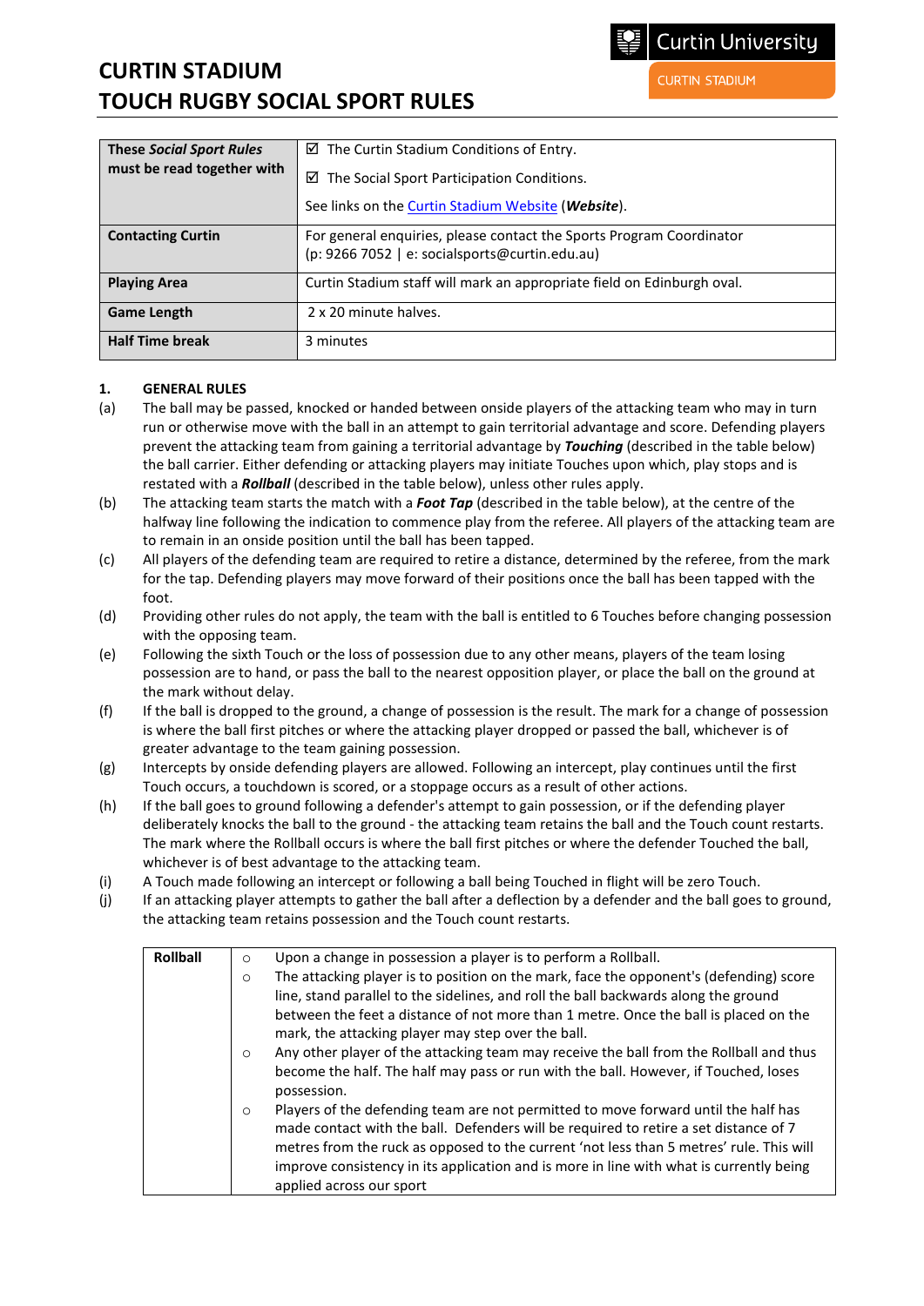# CURTIN STADIUM
# TOUCH RUGBY SOCIAL SPORT RULES

Curtin University
CURTIN STADIUM

| | |
|---|---|
| **These *Social Sport Rules* must be read together with** | ☑ The Curtin Stadium Conditions of Entry.<br><br>☑ The Social Sport Participation Conditions.<br><br>See links on the Curtin Stadium Website (***Website***). |
| **Contacting Curtin** | For general enquiries, please contact the Sports Program Coordinator (p: 9266 7052 \| e: socialsports@curtin.edu.au) |
| **Playing Area** | Curtin Stadium staff will mark an appropriate field on Edinburgh oval. |
| **Game Length** | 2 x 20 minute halves. |
| **Half Time break** | 3 minutes |

## 1. GENERAL RULES

(a) The ball may be passed, knocked or handed between onside players of the attacking team who may in turn run or otherwise move with the ball in an attempt to gain territorial advantage and score. Defending players prevent the attacking team from gaining a territorial advantage by ***Touching*** (described in the table below) the ball carrier. Either defending or attacking players may initiate Touches upon which, play stops and is restated with a ***Rollball*** (described in the table below), unless other rules apply.

(b) The attacking team starts the match with a ***Foot Tap*** (described in the table below), at the centre of the halfway line following the indication to commence play from the referee. All players of the attacking team are to remain in an onside position until the ball has been tapped.

(c) All players of the defending team are required to retire a distance, determined by the referee, from the mark for the tap. Defending players may move forward of their positions once the ball has been tapped with the foot.

(d) Providing other rules do not apply, the team with the ball is entitled to 6 Touches before changing possession with the opposing team.

(e) Following the sixth Touch or the loss of possession due to any other means, players of the team losing possession are to hand, or pass the ball to the nearest opposition player, or place the ball on the ground at the mark without delay.

(f) If the ball is dropped to the ground, a change of possession is the result. The mark for a change of possession is where the ball first pitches or where the attacking player dropped or passed the ball, whichever is of greater advantage to the team gaining possession.

(g) Intercepts by onside defending players are allowed. Following an intercept, play continues until the first Touch occurs, a touchdown is scored, or a stoppage occurs as a result of other actions.

(h) If the ball goes to ground following a defender's attempt to gain possession, or if the defending player deliberately knocks the ball to the ground - the attacking team retains the ball and the Touch count restarts. The mark where the Rollball occurs is where the ball first pitches or where the defender Touched the ball, whichever is of best advantage to the attacking team.

(i) A Touch made following an intercept or following a ball being Touched in flight will be zero Touch.

(j) If an attacking player attempts to gather the ball after a deflection by a defender and the ball goes to ground, the attacking team retains possession and the Touch count restarts.

| | |
|---|---|
| **Rollball** | ○ Upon a change in possession a player is to perform a Rollball.<br>○ The attacking player is to position on the mark, face the opponent's (defending) score line, stand parallel to the sidelines, and roll the ball backwards along the ground between the feet a distance of not more than 1 metre. Once the ball is placed on the mark, the attacking player may step over the ball.<br>○ Any other player of the attacking team may receive the ball from the Rollball and thus become the half. The half may pass or run with the ball. However, if Touched, loses possession.<br>○ Players of the defending team are not permitted to move forward until the half has made contact with the ball. Defenders will be required to retire a set distance of 7 metres from the ruck as opposed to the current 'not less than 5 metres' rule. This will improve consistency in its application and is more in line with what is currently being applied across our sport |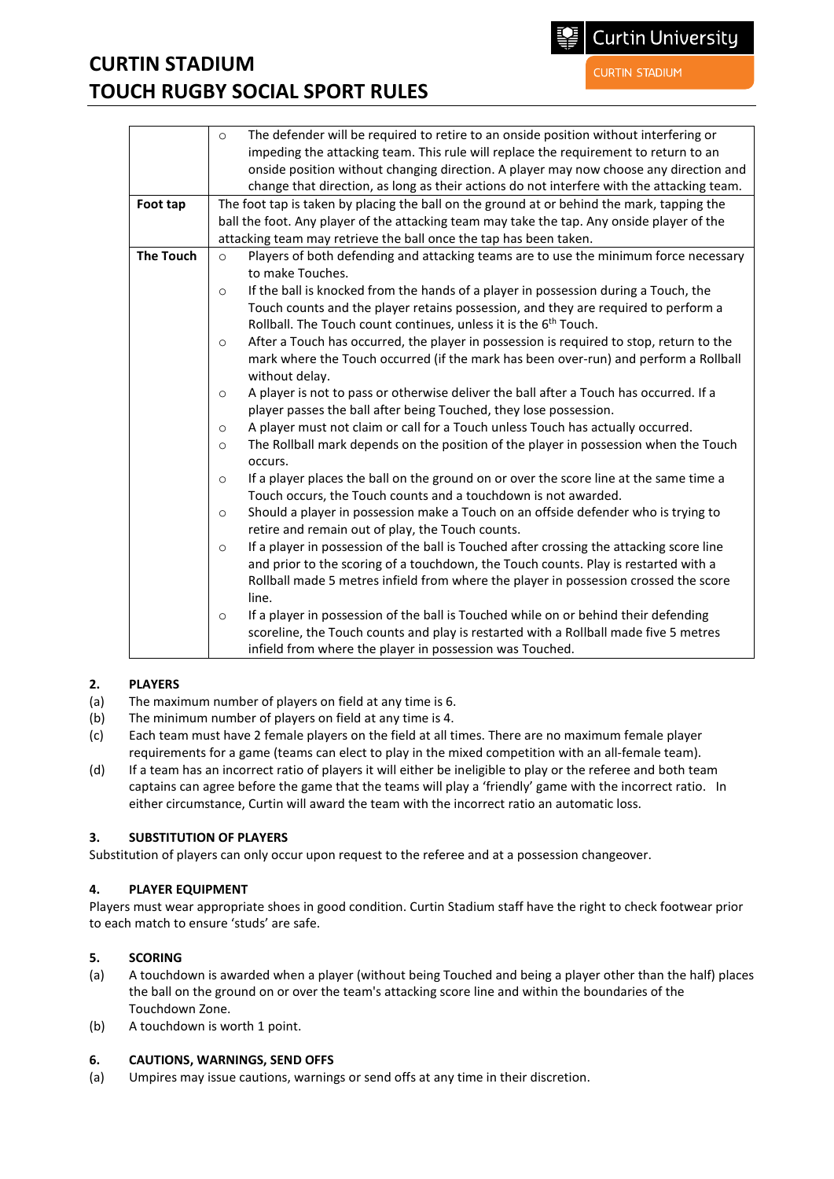| | |
|---|---|
| | ○ The defender will be required to retire to an onside position without interfering or impeding the attacking team. This rule will replace the requirement to return to an onside position without changing direction. A player may now choose any direction and change that direction, as long as their actions do not interfere with the attacking team. |
| **Foot tap** | The foot tap is taken by placing the ball on the ground at or behind the mark, tapping the ball the foot. Any player of the attacking team may take the tap. Any onside player of the attacking team may retrieve the ball once the tap has been taken. |
| **The Touch** | ○ Players of both defending and attacking teams are to use the minimum force necessary to make Touches.<br>○ If the ball is knocked from the hands of a player in possession during a Touch, the Touch counts and the player retains possession, and they are required to perform a Rollball. The Touch count continues, unless it is the 6th Touch.<br>○ After a Touch has occurred, the player in possession is required to stop, return to the mark where the Touch occurred (if the mark has been over-run) and perform a Rollball without delay.<br>○ A player is not to pass or otherwise deliver the ball after a Touch has occurred. If a player passes the ball after being Touched, they lose possession.<br>○ A player must not claim or call for a Touch unless Touch has actually occurred.<br>○ The Rollball mark depends on the position of the player in possession when the Touch occurs.<br>○ If a player places the ball on the ground on or over the score line at the same time a Touch occurs, the Touch counts and a touchdown is not awarded.<br>○ Should a player in possession make a Touch on an offside defender who is trying to retire and remain out of play, the Touch counts.<br>○ If a player in possession of the ball is Touched after crossing the attacking score line and prior to the scoring of a touchdown, the Touch counts. Play is restarted with a Rollball made 5 metres infield from where the player in possession crossed the score line.<br>○ If a player in possession of the ball is Touched while on or behind their defending scoreline, the Touch counts and play is restarted with a Rollball made five 5 metres infield from where the player in possession was Touched. |

## 2. PLAYERS

(a) The maximum number of players on field at any time is 6.

(b) The minimum number of players on field at any time is 4.

(c) Each team must have 2 female players on the field at all times. There are no maximum female player requirements for a game (teams can elect to play in the mixed competition with an all-female team).

(d) If a team has an incorrect ratio of players it will either be ineligible to play or the referee and both team captains can agree before the game that the teams will play a 'friendly' game with the incorrect ratio. In either circumstance, Curtin will award the team with the incorrect ratio an automatic loss.

## 3. SUBSTITUTION OF PLAYERS

Substitution of players can only occur upon request to the referee and at a possession changeover.

## 4. PLAYER EQUIPMENT

Players must wear appropriate shoes in good condition. Curtin Stadium staff have the right to check footwear prior to each match to ensure 'studs' are safe.

## 5. SCORING

(a) A touchdown is awarded when a player (without being Touched and being a player other than the half) places the ball on the ground on or over the team's attacking score line and within the boundaries of the Touchdown Zone.

(b) A touchdown is worth 1 point.

## 6. CAUTIONS, WARNINGS, SEND OFFS

(a) Umpires may issue cautions, warnings or send offs at any time in their discretion.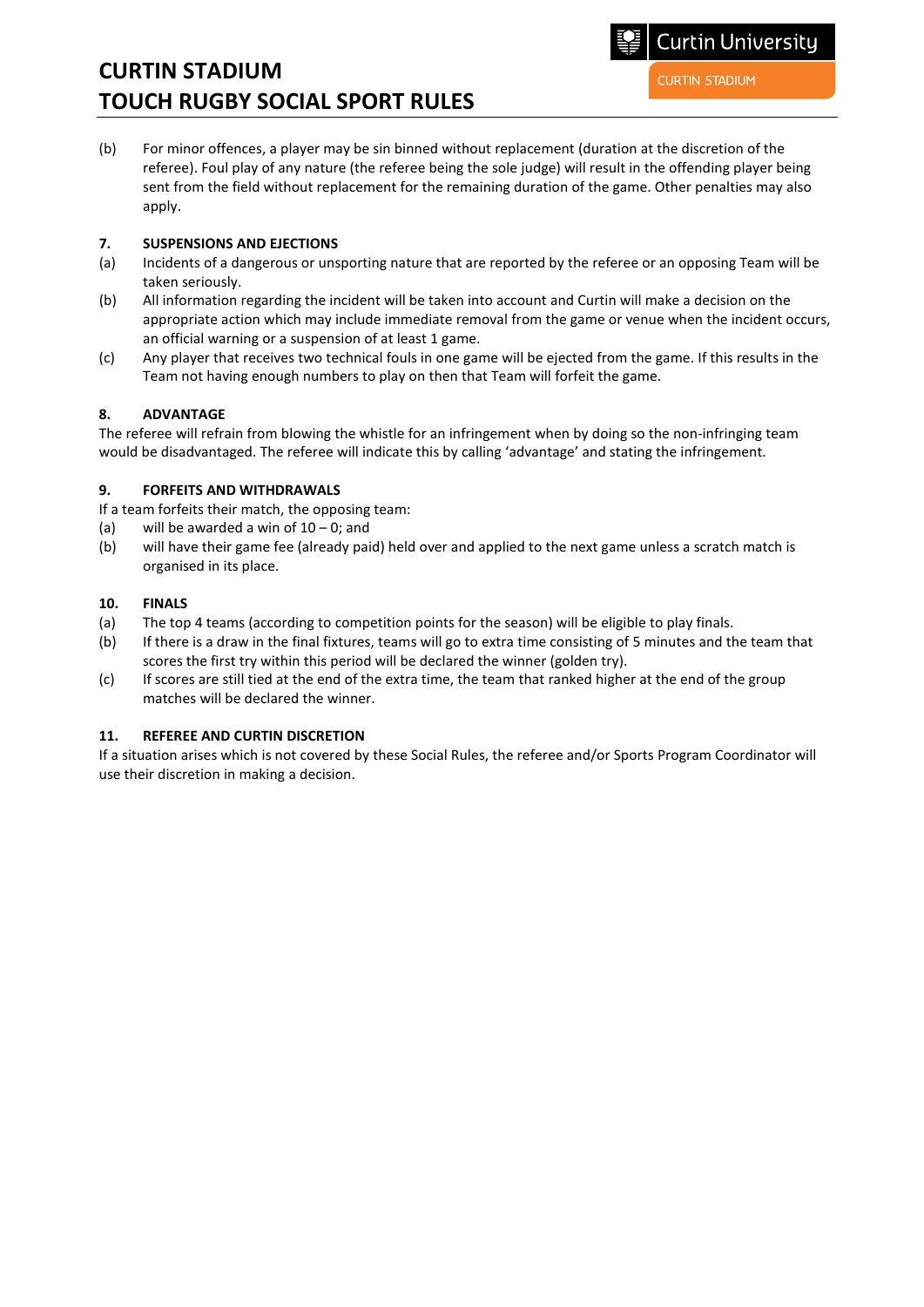(b) For minor offences, a player may be sin binned without replacement (duration at the discretion of the referee). Foul play of any nature (the referee being the sole judge) will result in the offending player being sent from the field without replacement for the remaining duration of the game. Other penalties may also apply.

### 7. SUSPENSIONS AND EJECTIONS

(a) Incidents of a dangerous or unsporting nature that are reported by the referee or an opposing Team will be taken seriously.

(b) All information regarding the incident will be taken into account and Curtin will make a decision on the appropriate action which may include immediate removal from the game or venue when the incident occurs, an official warning or a suspension of at least 1 game.

(c) Any player that receives two technical fouls in one game will be ejected from the game. If this results in the Team not having enough numbers to play on then that Team will forfeit the game.

### 8. ADVANTAGE

The referee will refrain from blowing the whistle for an infringement when by doing so the non-infringing team would be disadvantaged. The referee will indicate this by calling 'advantage' and stating the infringement.

### 9. FORFEITS AND WITHDRAWALS

If a team forfeits their match, the opposing team:

(a) will be awarded a win of 10 – 0; and

(b) will have their game fee (already paid) held over and applied to the next game unless a scratch match is organised in its place.

### 10. FINALS

(a) The top 4 teams (according to competition points for the season) will be eligible to play finals.

(b) If there is a draw in the final fixtures, teams will go to extra time consisting of 5 minutes and the team that scores the first try within this period will be declared the winner (golden try).

(c) If scores are still tied at the end of the extra time, the team that ranked higher at the end of the group matches will be declared the winner.

### 11. REFEREE AND CURTIN DISCRETION

If a situation arises which is not covered by these Social Rules, the referee and/or Sports Program Coordinator will use their discretion in making a decision.